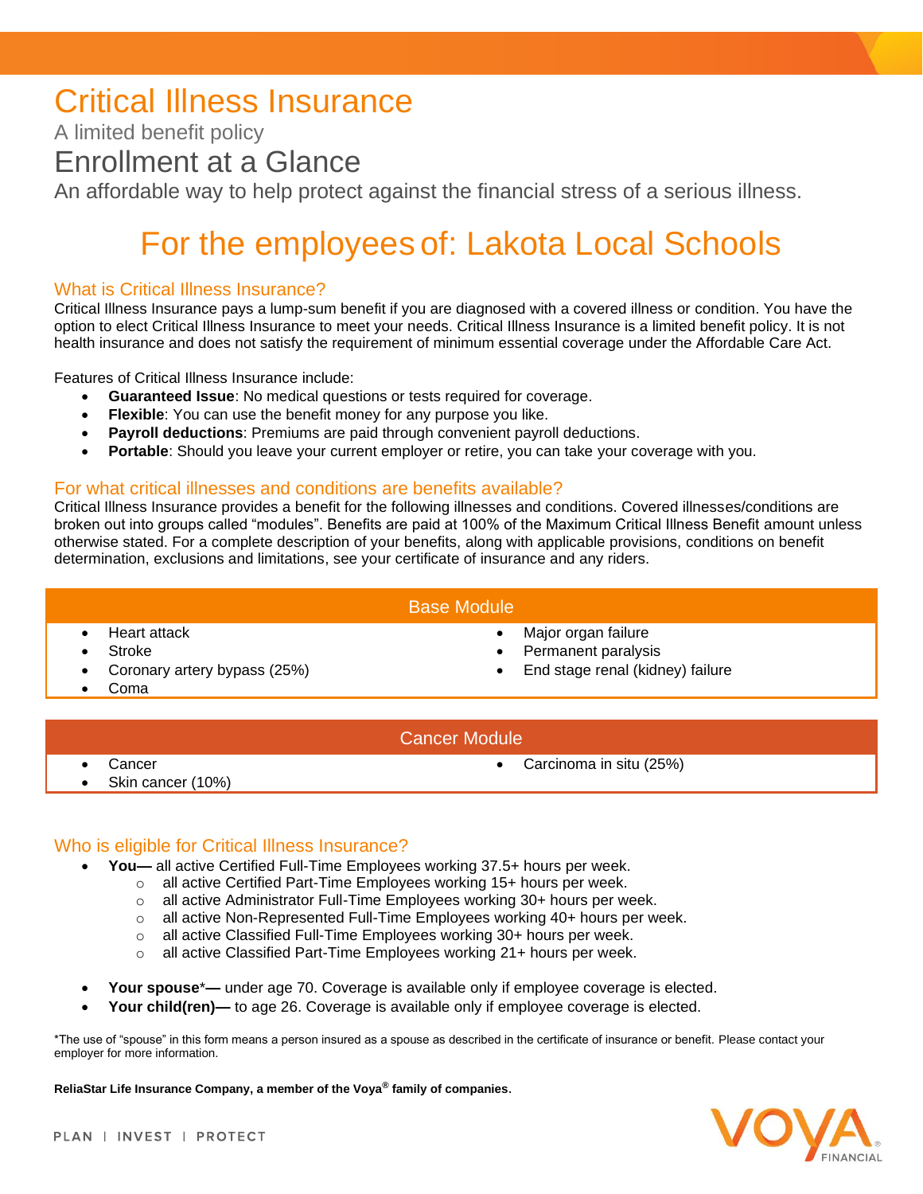# Critical Illness Insurance

A limited benefit policy

## Enrollment at a Glance

An affordable way to help protect against the financial stress of a serious illness.

## For the employees of: Lakota Local Schools

### What is Critical Illness Insurance?

Critical Illness Insurance pays a lump-sum benefit if you are diagnosed with a covered illness or condition. You have the option to elect Critical Illness Insurance to meet your needs. Critical Illness Insurance is a limited benefit policy. It is not health insurance and does not satisfy the requirement of minimum essential coverage under the Affordable Care Act.

Features of Critical Illness Insurance include:

- **Guaranteed Issue**: No medical questions or tests required for coverage.
- **Flexible**: You can use the benefit money for any purpose you like.
- **Payroll deductions**: Premiums are paid through convenient payroll deductions.
- **Portable**: Should you leave your current employer or retire, you can take your coverage with you.

### For what critical illnesses and conditions are benefits available?

Critical Illness Insurance provides a benefit for the following illnesses and conditions. Covered illnesses/conditions are broken out into groups called "modules". Benefits are paid at 100% of the Maximum Critical Illness Benefit amount unless otherwise stated. For a complete description of your benefits, along with applicable provisions, conditions on benefit determination, exclusions and limitations, see your certificate of insurance and any riders.

#### Base Module

- Heart attack
- Stroke
- Coronary artery bypass (25%)
- Coma
- Major organ failure
- Permanent paralysis
- End stage renal (kidney) failure

#### Cancer Module

- Cancer
- Skin cancer (10%)
- Carcinoma in situ (25%)

### Who is eligible for Critical Illness Insurance?

- **You—** all active Certified Full-Time Employees working 37.5+ hours per week.
  - all active Certified Part-Time Employees working 15+ hours per week.
  - all active Administrator Full-Time Employees working 30+ hours per week.
  - all active Non-Represented Full-Time Employees working 40+ hours per week.
  - all active Classified Full-Time Employees working 30+ hours per week.
  - all active Classified Part-Time Employees working 21+ hours per week.
- **Your spouse**\*— under age 70. Coverage is available only if employee coverage is elected.
- **Your child(ren)—** to age 26. Coverage is available only if employee coverage is elected.

\*The use of "spouse" in this form means a person insured as a spouse as described in the certificate of insurance or benefit. Please contact your employer for more information.

**ReliaStar Life Insurance Company, a member of the Voya® family of companies.**

PLAN | INVEST | PROTECT

VOYA FINANCIAL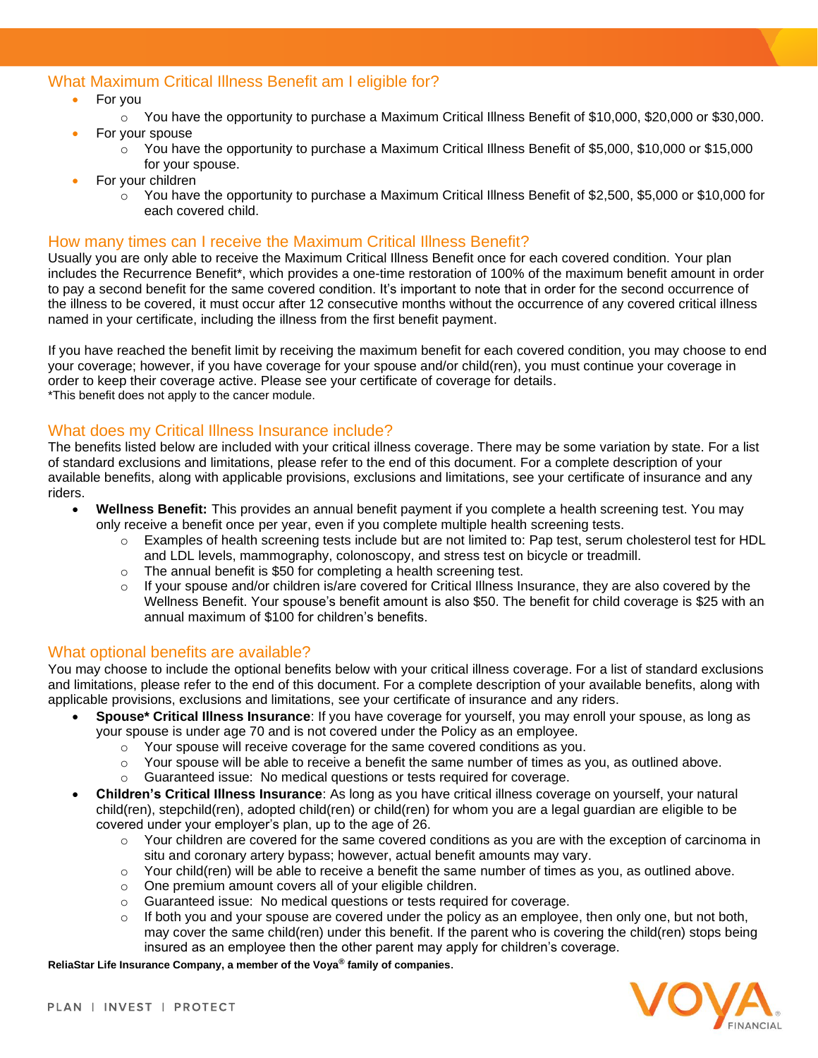## What Maximum Critical Illness Benefit am I eligible for?

- For you
  - You have the opportunity to purchase a Maximum Critical Illness Benefit of $10,000, $20,000 or $30,000.
- For your spouse
  - You have the opportunity to purchase a Maximum Critical Illness Benefit of $5,000, $10,000 or $15,000 for your spouse.
- For your children
  - You have the opportunity to purchase a Maximum Critical Illness Benefit of $2,500, $5,000 or $10,000 for each covered child.

## How many times can I receive the Maximum Critical Illness Benefit?

Usually you are only able to receive the Maximum Critical Illness Benefit once for each covered condition. Your plan includes the Recurrence Benefit*, which provides a one-time restoration of 100% of the maximum benefit amount in order to pay a second benefit for the same covered condition. It's important to note that in order for the second occurrence of the illness to be covered, it must occur after 12 consecutive months without the occurrence of any covered critical illness named in your certificate, including the illness from the first benefit payment.

If you have reached the benefit limit by receiving the maximum benefit for each covered condition, you may choose to end your coverage; however, if you have coverage for your spouse and/or child(ren), you must continue your coverage in order to keep their coverage active. Please see your certificate of coverage for details.

*This benefit does not apply to the cancer module.

## What does my Critical Illness Insurance include?

The benefits listed below are included with your critical illness coverage. There may be some variation by state. For a list of standard exclusions and limitations, please refer to the end of this document. For a complete description of your available benefits, along with applicable provisions, exclusions and limitations, see your certificate of insurance and any riders.

- **Wellness Benefit:** This provides an annual benefit payment if you complete a health screening test. You may only receive a benefit once per year, even if you complete multiple health screening tests.
  - Examples of health screening tests include but are not limited to: Pap test, serum cholesterol test for HDL and LDL levels, mammography, colonoscopy, and stress test on bicycle or treadmill.
  - The annual benefit is $50 for completing a health screening test.
  - If your spouse and/or children is/are covered for Critical Illness Insurance, they are also covered by the Wellness Benefit. Your spouse's benefit amount is also $50. The benefit for child coverage is $25 with an annual maximum of $100 for children's benefits.

## What optional benefits are available?

You may choose to include the optional benefits below with your critical illness coverage. For a list of standard exclusions and limitations, please refer to the end of this document. For a complete description of your available benefits, along with applicable provisions, exclusions and limitations, see your certificate of insurance and any riders.

- **Spouse* Critical Illness Insurance**: If you have coverage for yourself, you may enroll your spouse, as long as your spouse is under age 70 and is not covered under the Policy as an employee.
  - Your spouse will receive coverage for the same covered conditions as you.
  - Your spouse will be able to receive a benefit the same number of times as you, as outlined above.
  - Guaranteed issue: No medical questions or tests required for coverage.
- **Children's Critical Illness Insurance**: As long as you have critical illness coverage on yourself, your natural child(ren), stepchild(ren), adopted child(ren) or child(ren) for whom you are a legal guardian are eligible to be covered under your employer's plan, up to the age of 26.
  - Your children are covered for the same covered conditions as you are with the exception of carcinoma in situ and coronary artery bypass; however, actual benefit amounts may vary.
  - Your child(ren) will be able to receive a benefit the same number of times as you, as outlined above.
  - One premium amount covers all of your eligible children.
  - Guaranteed issue: No medical questions or tests required for coverage.
  - If both you and your spouse are covered under the policy as an employee, then only one, but not both, may cover the same child(ren) under this benefit. If the parent who is covering the child(ren) stops being insured as an employee then the other parent may apply for children's coverage.

**ReliaStar Life Insurance Company, a member of the Voya® family of companies.**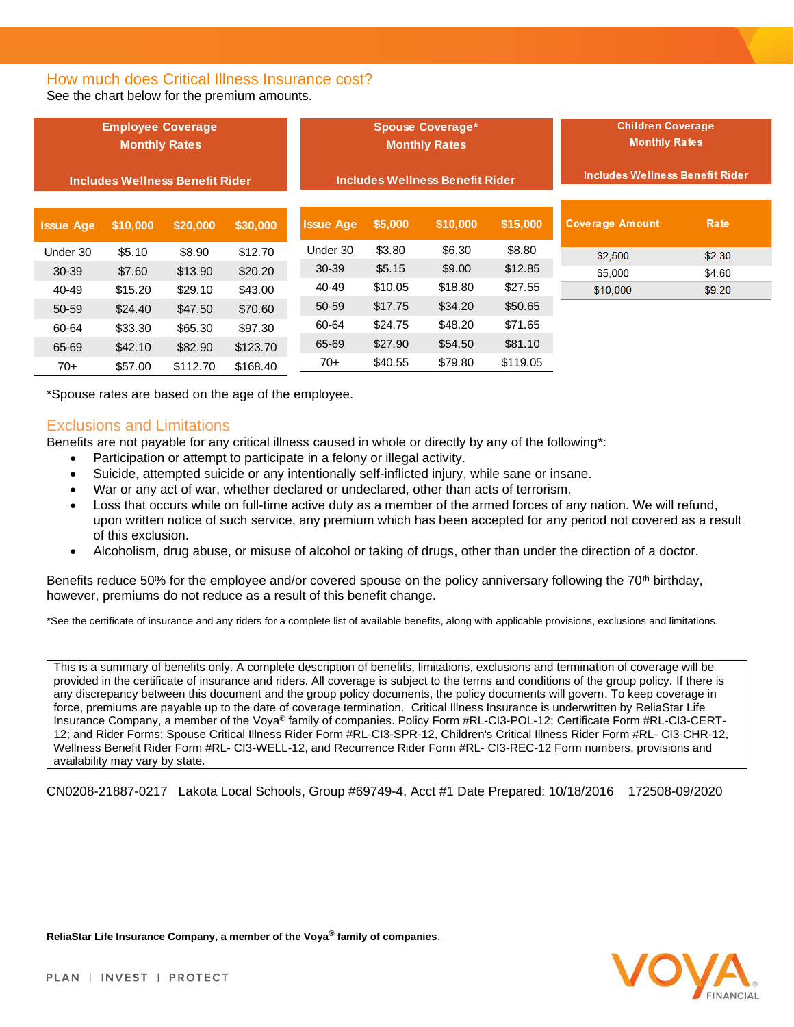## How much does Critical Illness Insurance cost?

See the chart below for the premium amounts.

**Employee Coverage Monthly Rates**
**Includes Wellness Benefit Rider**

| Issue Age | $10,000 | $20,000 | $30,000 |
|---|---|---|---|
| Under 30 | $5.10 | $8.90 | $12.70 |
| 30-39 | $7.60 | $13.90 | $20.20 |
| 40-49 | $15.20 | $29.10 | $43.00 |
| 50-59 | $24.40 | $47.50 | $70.60 |
| 60-64 | $33.30 | $65.30 | $97.30 |
| 65-69 | $42.10 | $82.90 | $123.70 |
| 70+ | $57.00 | $112.70 | $168.40 |

**Spouse Coverage* Monthly Rates**
**Includes Wellness Benefit Rider**

| Issue Age | $5,000 | $10,000 | $15,000 |
|---|---|---|---|
| Under 30 | $3.80 | $6.30 | $8.80 |
| 30-39 | $5.15 | $9.00 | $12.85 |
| 40-49 | $10.05 | $18.80 | $27.55 |
| 50-59 | $17.75 | $34.20 | $50.65 |
| 60-64 | $24.75 | $48.20 | $71.65 |
| 65-69 | $27.90 | $54.50 | $81.10 |
| 70+ | $40.55 | $79.80 | $119.05 |

**Children Coverage Monthly Rates**
**Includes Wellness Benefit Rider**

| Coverage Amount | Rate |
|---|---|
| $2,500 | $2.30 |
| $5,000 | $4.60 |
| $10,000 | $9.20 |

*Spouse rates are based on the age of the employee.

## Exclusions and Limitations

Benefits are not payable for any critical illness caused in whole or directly by any of the following*:

- Participation or attempt to participate in a felony or illegal activity.
- Suicide, attempted suicide or any intentionally self-inflicted injury, while sane or insane.
- War or any act of war, whether declared or undeclared, other than acts of terrorism.
- Loss that occurs while on full-time active duty as a member of the armed forces of any nation. We will refund, upon written notice of such service, any premium which has been accepted for any period not covered as a result of this exclusion.
- Alcoholism, drug abuse, or misuse of alcohol or taking of drugs, other than under the direction of a doctor.

Benefits reduce 50% for the employee and/or covered spouse on the policy anniversary following the 70th birthday, however, premiums do not reduce as a result of this benefit change.

*See the certificate of insurance and any riders for a complete list of available benefits, along with applicable provisions, exclusions and limitations.

This is a summary of benefits only. A complete description of benefits, limitations, exclusions and termination of coverage will be provided in the certificate of insurance and riders. All coverage is subject to the terms and conditions of the group policy. If there is any discrepancy between this document and the group policy documents, the policy documents will govern. To keep coverage in force, premiums are payable up to the date of coverage termination. Critical Illness Insurance is underwritten by ReliaStar Life Insurance Company, a member of the Voya® family of companies. Policy Form #RL-CI3-POL-12; Certificate Form #RL-CI3-CERT-12; and Rider Forms: Spouse Critical Illness Rider Form #RL-CI3-SPR-12, Children's Critical Illness Rider Form #RL- CI3-CHR-12, Wellness Benefit Rider Form #RL- CI3-WELL-12, and Recurrence Rider Form #RL- CI3-REC-12 Form numbers, provisions and availability may vary by state.

CN0208-21887-0217 Lakota Local Schools, Group #69749-4, Acct #1 Date Prepared: 10/18/2016 172508-09/2020

**ReliaStar Life Insurance Company, a member of the Voya® family of companies.**

PLAN | INVEST | PROTECT

VOYA FINANCIAL